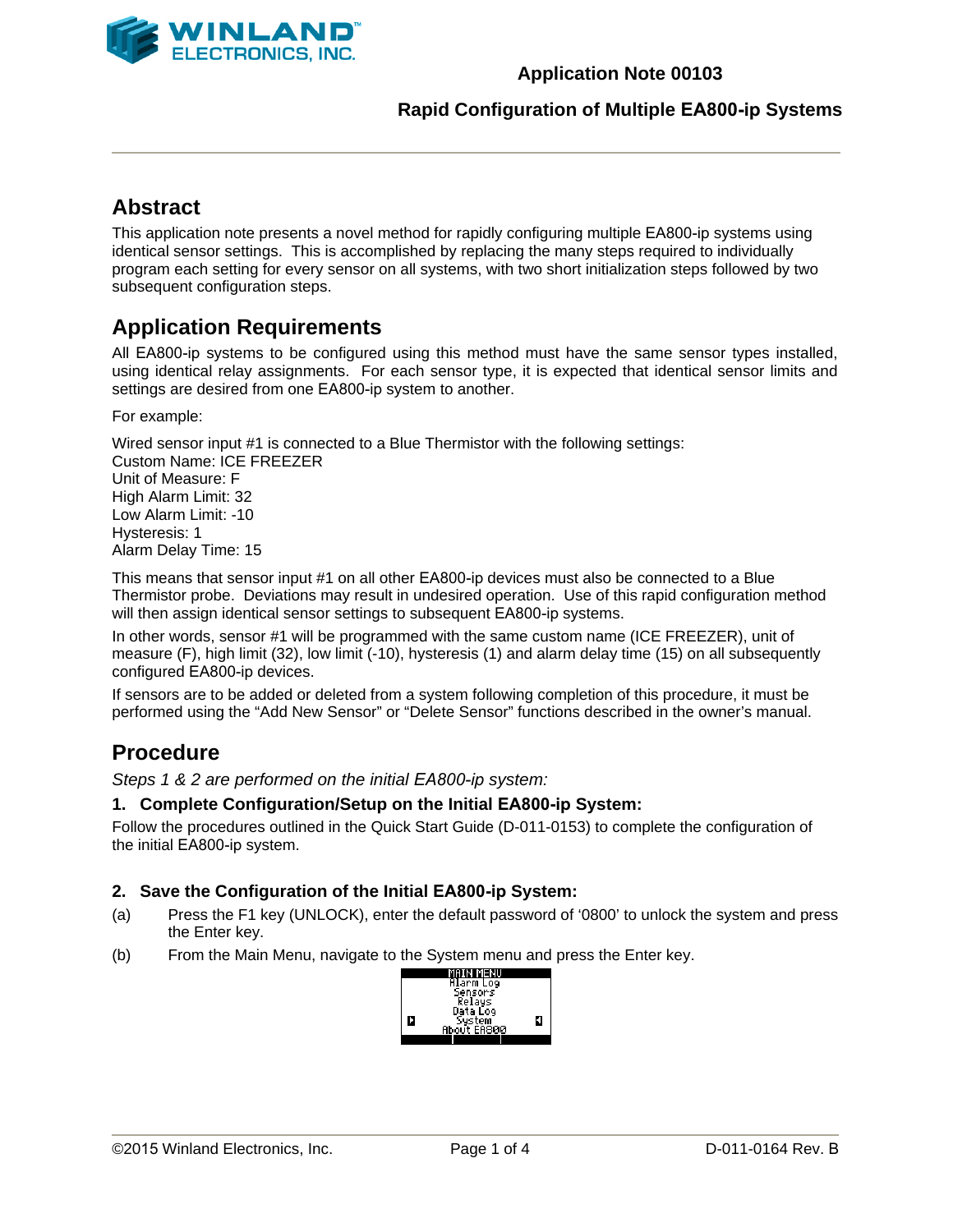WINLAND ELECTRONICS, INC.

Application Note 00103

# Rapid Configuration of Multiple EA800-ip Systems

## Abstract

This application note presents a novel method for rapidly configuring multiple EA800-ip systems using identical sensor settings. This is accomplished by replacing the many steps required to individually program each setting for every sensor on all systems, with two short initialization steps followed by two subsequent configuration steps.

## Application Requirements

All EA800-ip systems to be configured using this method must have the same sensor types installed, using identical relay assignments. For each sensor type, it is expected that identical sensor limits and settings are desired from one EA800-ip system to another.

For example:

Wired sensor input #1 is connected to a Blue Thermistor with the following settings:
Custom Name: ICE FREEZER
Unit of Measure: F
High Alarm Limit: 32
Low Alarm Limit: -10
Hysteresis: 1
Alarm Delay Time: 15

This means that sensor input #1 on all other EA800-ip devices must also be connected to a Blue Thermistor probe. Deviations may result in undesired operation. Use of this rapid configuration method will then assign identical sensor settings to subsequent EA800-ip systems.

In other words, sensor #1 will be programmed with the same custom name (ICE FREEZER), unit of measure (F), high limit (32), low limit (-10), hysteresis (1) and alarm delay time (15) on all subsequently configured EA800-ip devices.

If sensors are to be added or deleted from a system following completion of this procedure, it must be performed using the “Add New Sensor” or “Delete Sensor” functions described in the owner’s manual.

## Procedure

*Steps 1 & 2 are performed on the initial EA800-ip system:*

### 1. Complete Configuration/Setup on the Initial EA800-ip System:

Follow the procedures outlined in the Quick Start Guide (D-011-0153) to complete the configuration of the initial EA800-ip system.

### 2. Save the Configuration of the Initial EA800-ip System:

(a) Press the F1 key (UNLOCK), enter the default password of ‘0800’ to unlock the system and press the Enter key.

(b) From the Main Menu, navigate to the System menu and press the Enter key.

MAIN MENU
Alarm Log
Sensors
Relays
Data Log
System
About EA800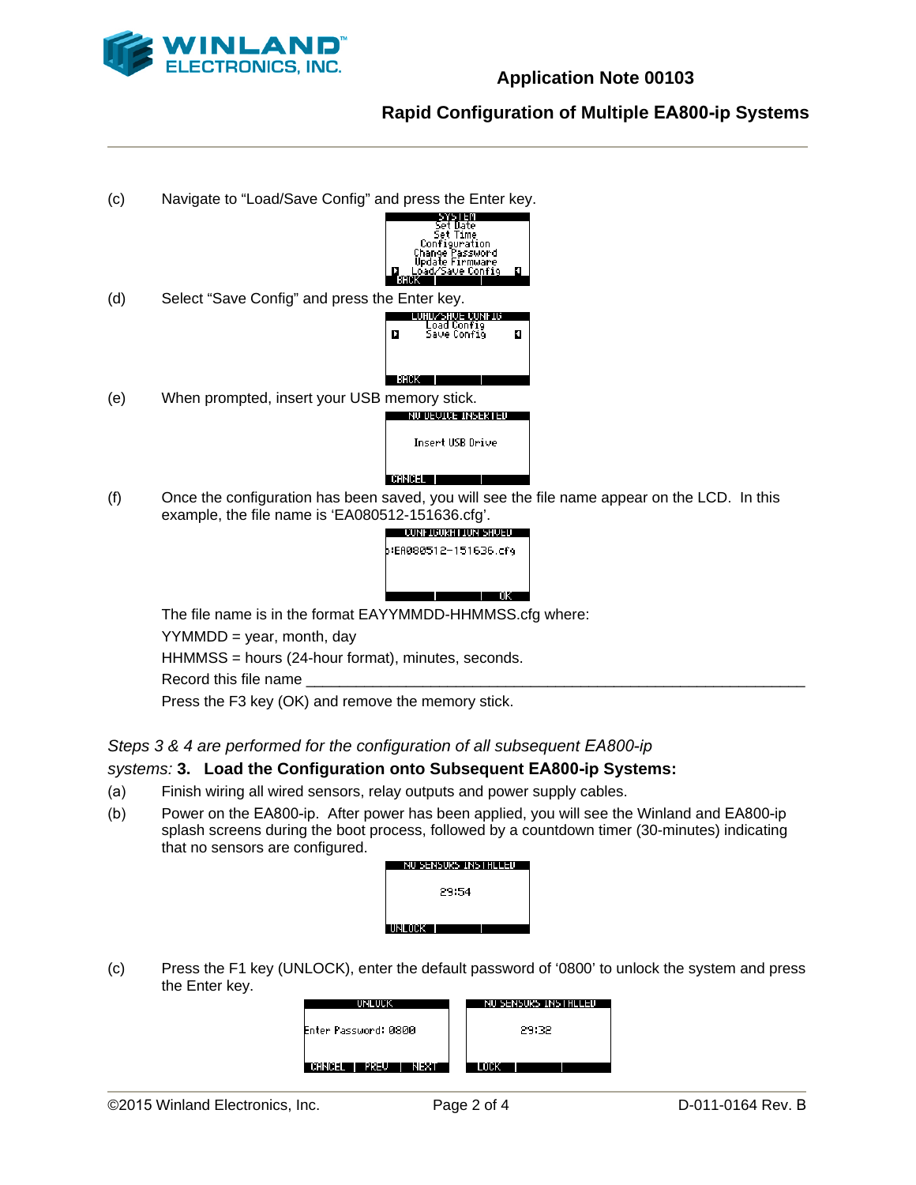(c) Navigate to “Load/Save Config” and press the Enter key.

(d) Select “Save Config” and press the Enter key.

(e) When prompted, insert your USB memory stick.

(f) Once the configuration has been saved, you will see the file name appear on the LCD. In this example, the file name is ‘EA080512-151636.cfg’.

The file name is in the format EAYYMMDD-HHMMSS.cfg where:

YYMMDD = year, month, day

HHMMSS = hours (24-hour format), minutes, seconds.

Record this file name ______________________________________________________________

Press the F3 key (OK) and remove the memory stick.

*Steps 3 & 4 are performed for the configuration of all subsequent EA800-ip systems:*

### 3. Load the Configuration onto Subsequent EA800-ip Systems:

(a) Finish wiring all wired sensors, relay outputs and power supply cables.

(b) Power on the EA800-ip. After power has been applied, you will see the Winland and EA800-ip splash screens during the boot process, followed by a countdown timer (30-minutes) indicating that no sensors are configured.

(c) Press the F1 key (UNLOCK), enter the default password of ‘0800’ to unlock the system and press the Enter key.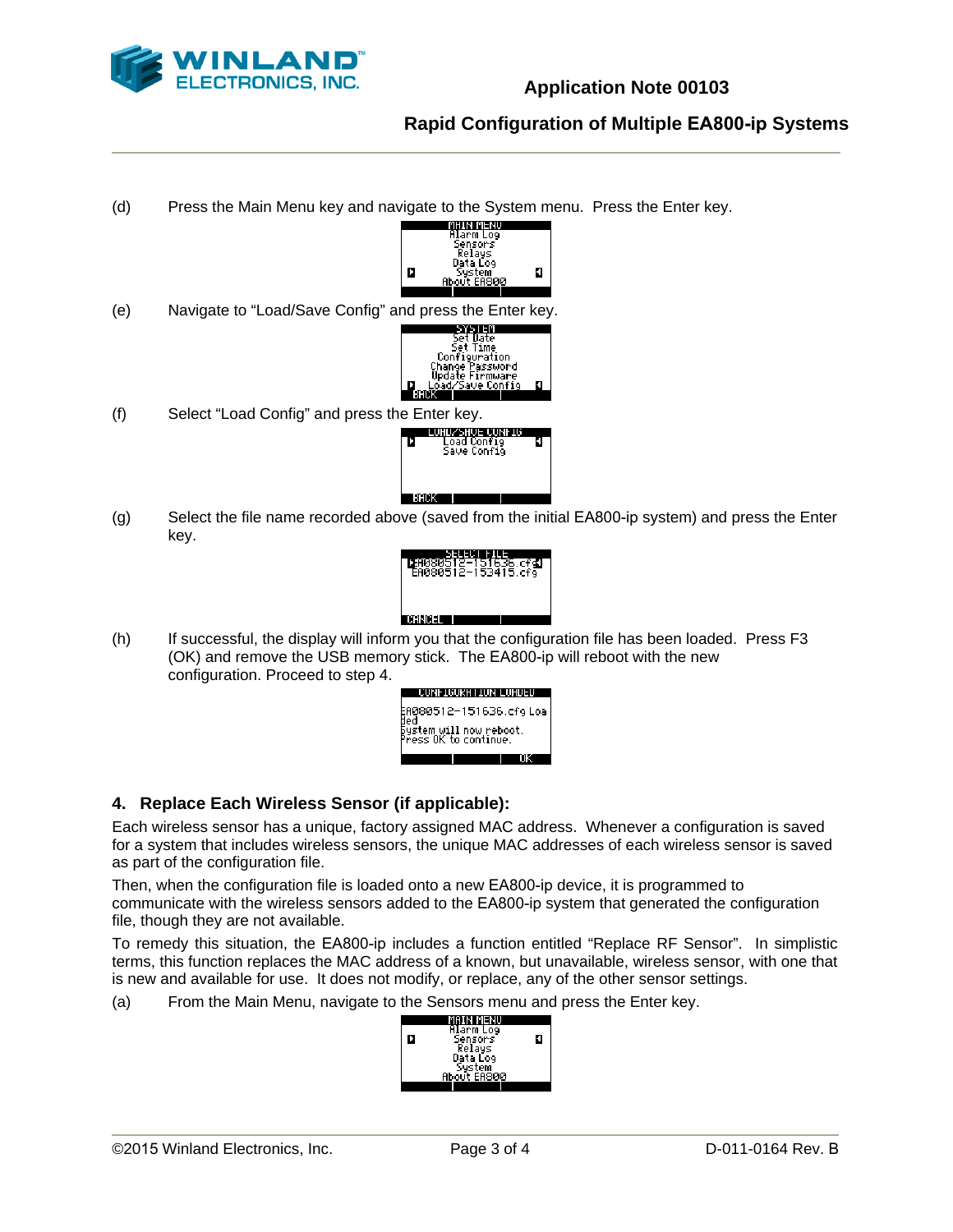(d) Press the Main Menu key and navigate to the System menu. Press the Enter key.

(e) Navigate to “Load/Save Config” and press the Enter key.

(f) Select “Load Config” and press the Enter key.

(g) Select the file name recorded above (saved from the initial EA800-ip system) and press the Enter key.

(h) If successful, the display will inform you that the configuration file has been loaded. Press F3 (OK) and remove the USB memory stick. The EA800-ip will reboot with the new configuration. Proceed to step 4.

## 4. Replace Each Wireless Sensor (if applicable):

Each wireless sensor has a unique, factory assigned MAC address. Whenever a configuration is saved for a system that includes wireless sensors, the unique MAC addresses of each wireless sensor is saved as part of the configuration file.

Then, when the configuration file is loaded onto a new EA800-ip device, it is programmed to communicate with the wireless sensors added to the EA800-ip system that generated the configuration file, though they are not available.

To remedy this situation, the EA800-ip includes a function entitled “Replace RF Sensor”. In simplistic terms, this function replaces the MAC address of a known, but unavailable, wireless sensor, with one that is new and available for use. It does not modify, or replace, any of the other sensor settings.

(a) From the Main Menu, navigate to the Sensors menu and press the Enter key.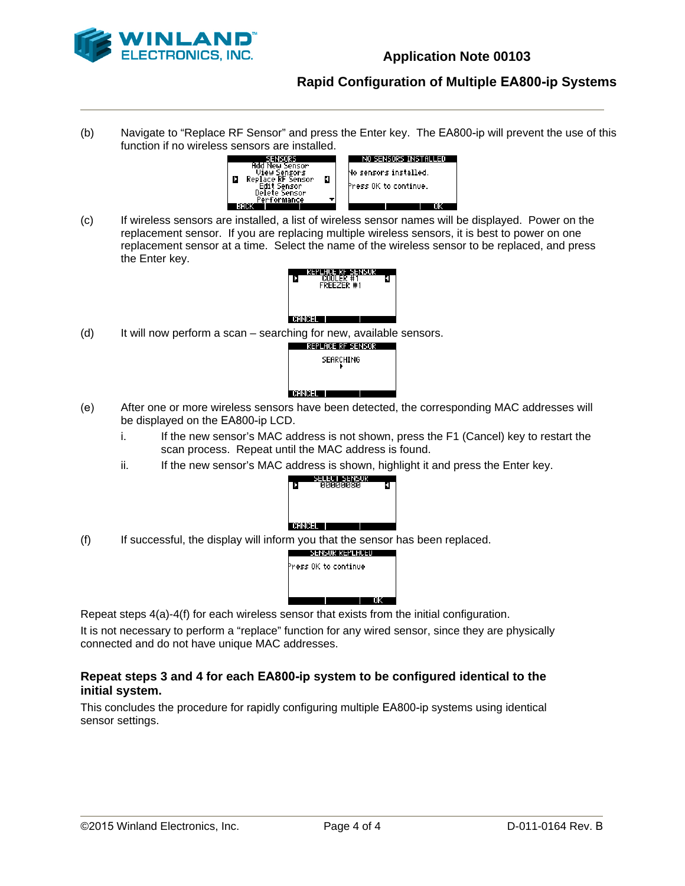(b) Navigate to "Replace RF Sensor" and press the Enter key. The EA800-ip will prevent the use of this function if no wireless sensors are installed.

(c) If wireless sensors are installed, a list of wireless sensor names will be displayed. Power on the replacement sensor. If you are replacing multiple wireless sensors, it is best to power on one replacement sensor at a time. Select the name of the wireless sensor to be replaced, and press the Enter key.

(d) It will now perform a scan – searching for new, available sensors.

(e) After one or more wireless sensors have been detected, the corresponding MAC addresses will be displayed on the EA800-ip LCD.

   i. If the new sensor's MAC address is not shown, press the F1 (Cancel) key to restart the scan process. Repeat until the MAC address is found.

   ii. If the new sensor's MAC address is shown, highlight it and press the Enter key.

(f) If successful, the display will inform you that the sensor has been replaced.

Repeat steps 4(a)-4(f) for each wireless sensor that exists from the initial configuration.

It is not necessary to perform a "replace" function for any wired sensor, since they are physically connected and do not have unique MAC addresses.

**Repeat steps 3 and 4 for each EA800-ip system to be configured identical to the initial system.**

This concludes the procedure for rapidly configuring multiple EA800-ip systems using identical sensor settings.